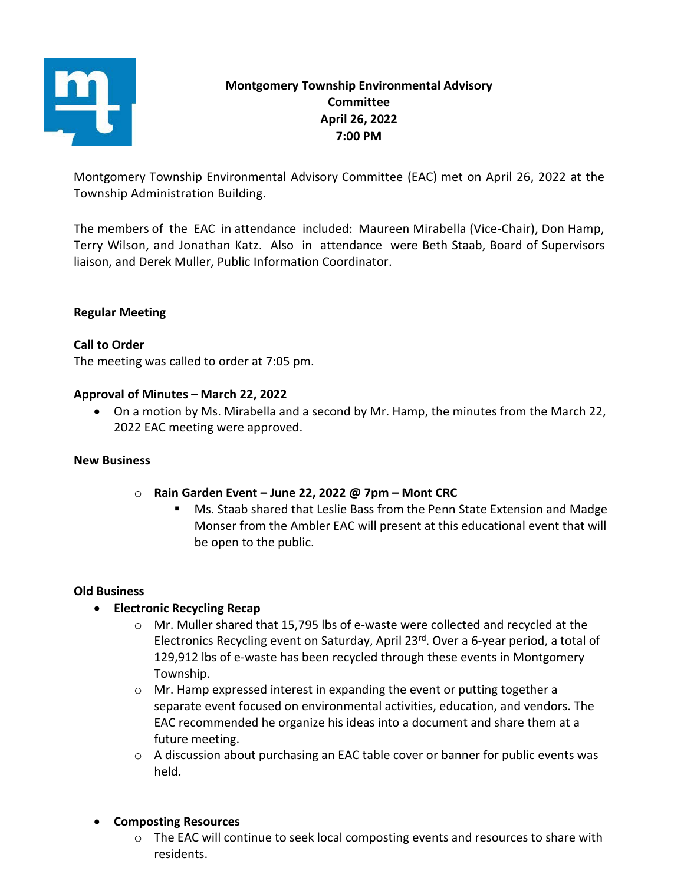# Montgomery Township Environmental Advisory Committee
## April 26, 2022
## 7:00 PM

Montgomery Township Environmental Advisory Committee (EAC) met on April 26, 2022 at the Township Administration Building.

The members of the EAC in attendance included: Maureen Mirabella (Vice-Chair), Don Hamp, Terry Wilson, and Jonathan Katz. Also in attendance were Beth Staab, Board of Supervisors liaison, and Derek Muller, Public Information Coordinator.

**Regular Meeting**

**Call to Order**

The meeting was called to order at 7:05 pm.

**Approval of Minutes – March 22, 2022**

- On a motion by Ms. Mirabella and a second by Mr. Hamp, the minutes from the March 22, 2022 EAC meeting were approved.

**New Business**

- **Rain Garden Event – June 22, 2022 @ 7pm – Mont CRC**
  - Ms. Staab shared that Leslie Bass from the Penn State Extension and Madge Monser from the Ambler EAC will present at this educational event that will be open to the public.

**Old Business**

- **Electronic Recycling Recap**
  - Mr. Muller shared that 15,795 lbs of e-waste were collected and recycled at the Electronics Recycling event on Saturday, April 23rd. Over a 6-year period, a total of 129,912 lbs of e-waste has been recycled through these events in Montgomery Township.
  - Mr. Hamp expressed interest in expanding the event or putting together a separate event focused on environmental activities, education, and vendors. The EAC recommended he organize his ideas into a document and share them at a future meeting.
  - A discussion about purchasing an EAC table cover or banner for public events was held.

- **Composting Resources**
  - The EAC will continue to seek local composting events and resources to share with residents.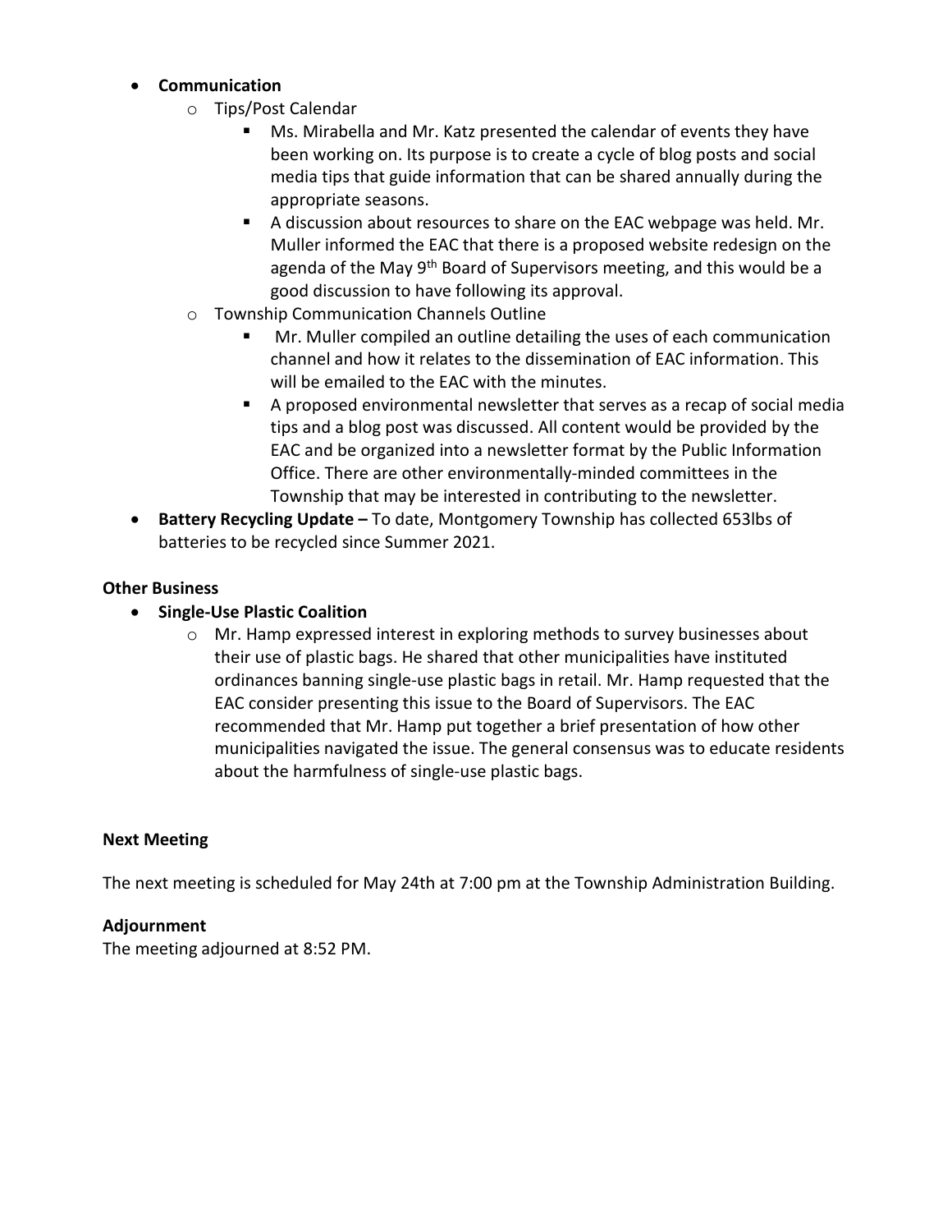- **Communication**
  - Tips/Post Calendar
    - Ms. Mirabella and Mr. Katz presented the calendar of events they have been working on. Its purpose is to create a cycle of blog posts and social media tips that guide information that can be shared annually during the appropriate seasons.
    - A discussion about resources to share on the EAC webpage was held. Mr. Muller informed the EAC that there is a proposed website redesign on the agenda of the May 9th Board of Supervisors meeting, and this would be a good discussion to have following its approval.
  - Township Communication Channels Outline
    - Mr. Muller compiled an outline detailing the uses of each communication channel and how it relates to the dissemination of EAC information. This will be emailed to the EAC with the minutes.
    - A proposed environmental newsletter that serves as a recap of social media tips and a blog post was discussed. All content would be provided by the EAC and be organized into a newsletter format by the Public Information Office. There are other environmentally-minded committees in the Township that may be interested in contributing to the newsletter.
- **Battery Recycling Update –** To date, Montgomery Township has collected 653lbs of batteries to be recycled since Summer 2021.

**Other Business**

- **Single-Use Plastic Coalition**
  - Mr. Hamp expressed interest in exploring methods to survey businesses about their use of plastic bags. He shared that other municipalities have instituted ordinances banning single-use plastic bags in retail. Mr. Hamp requested that the EAC consider presenting this issue to the Board of Supervisors. The EAC recommended that Mr. Hamp put together a brief presentation of how other municipalities navigated the issue. The general consensus was to educate residents about the harmfulness of single-use plastic bags.

**Next Meeting**

The next meeting is scheduled for May 24th at 7:00 pm at the Township Administration Building.

**Adjournment**

The meeting adjourned at 8:52 PM.